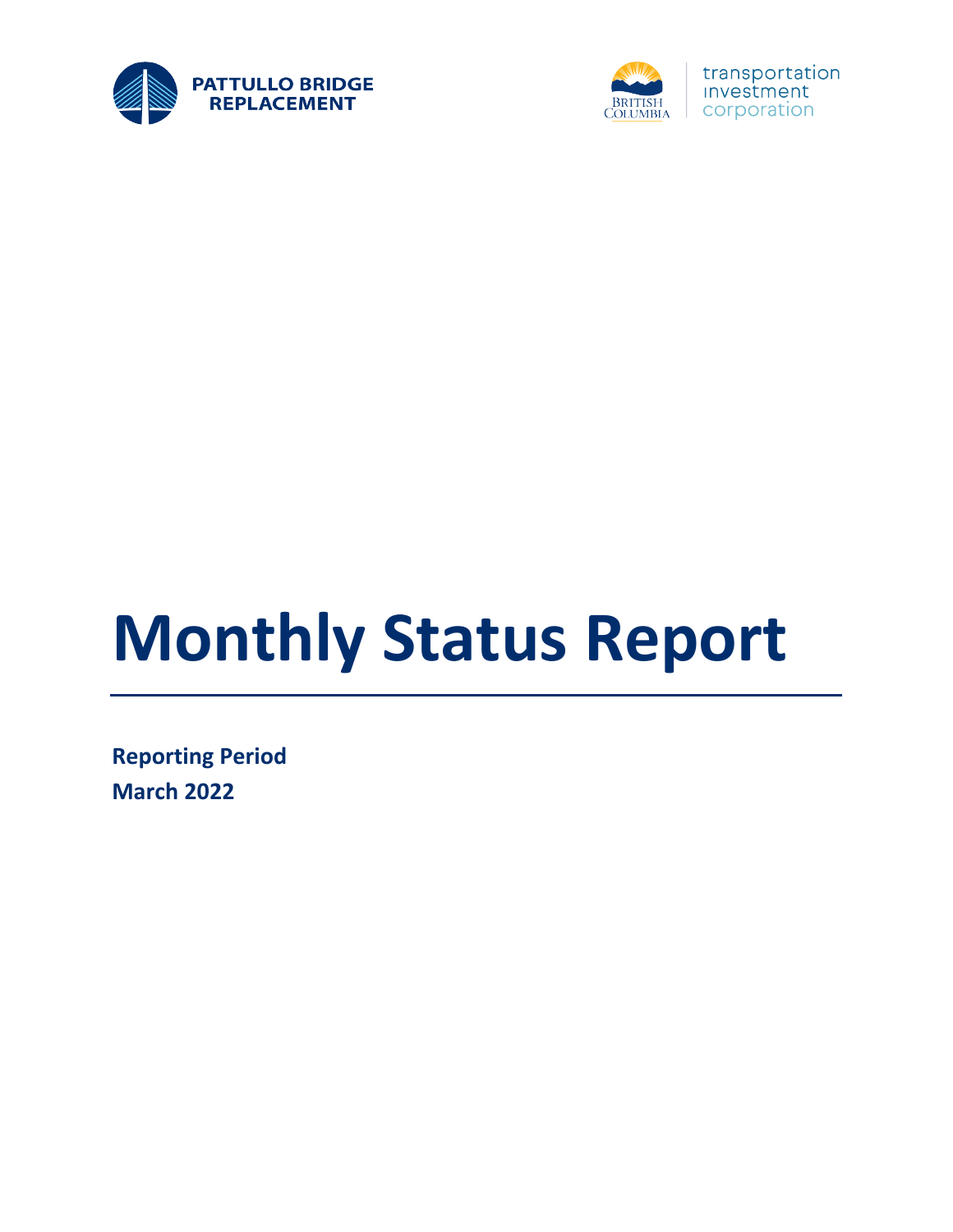PATTULLO BRIDGE REPLACEMENT

BRITISH COLUMBIA | transportation investment corporation

# Monthly Status Report

**Reporting Period**
**March 2022**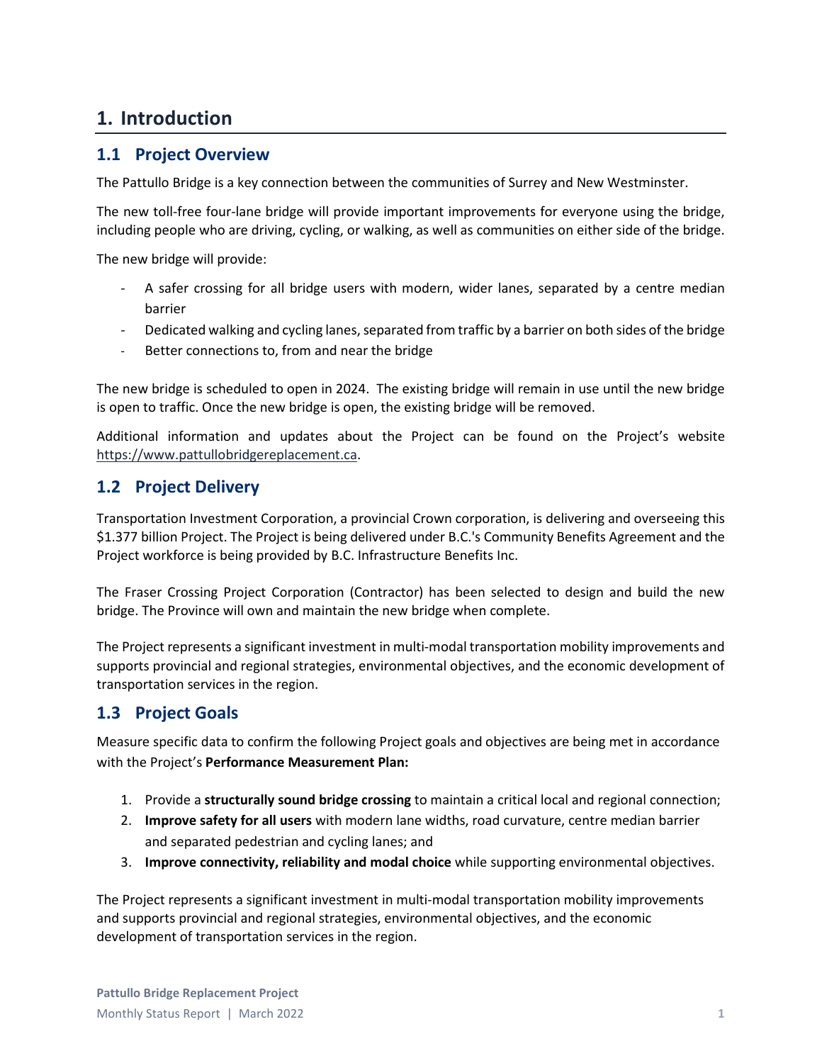# 1. Introduction

## 1.1 Project Overview

The Pattullo Bridge is a key connection between the communities of Surrey and New Westminster.

The new toll-free four-lane bridge will provide important improvements for everyone using the bridge, including people who are driving, cycling, or walking, as well as communities on either side of the bridge.

The new bridge will provide:

- A safer crossing for all bridge users with modern, wider lanes, separated by a centre median barrier
- Dedicated walking and cycling lanes, separated from traffic by a barrier on both sides of the bridge
- Better connections to, from and near the bridge

The new bridge is scheduled to open in 2024. The existing bridge will remain in use until the new bridge is open to traffic. Once the new bridge is open, the existing bridge will be removed.

Additional information and updates about the Project can be found on the Project's website https://www.pattullobridgereplacement.ca.

## 1.2 Project Delivery

Transportation Investment Corporation, a provincial Crown corporation, is delivering and overseeing this $1.377 billion Project. The Project is being delivered under B.C.'s Community Benefits Agreement and the Project workforce is being provided by B.C. Infrastructure Benefits Inc.

The Fraser Crossing Project Corporation (Contractor) has been selected to design and build the new bridge. The Province will own and maintain the new bridge when complete.

The Project represents a significant investment in multi-modal transportation mobility improvements and supports provincial and regional strategies, environmental objectives, and the economic development of transportation services in the region.

## 1.3 Project Goals

Measure specific data to confirm the following Project goals and objectives are being met in accordance with the Project's **Performance Measurement Plan:**

1. Provide a **structurally sound bridge crossing** to maintain a critical local and regional connection;
2. **Improve safety for all users** with modern lane widths, road curvature, centre median barrier and separated pedestrian and cycling lanes; and
3. **Improve connectivity, reliability and modal choice** while supporting environmental objectives.

The Project represents a significant investment in multi-modal transportation mobility improvements and supports provincial and regional strategies, environmental objectives, and the economic development of transportation services in the region.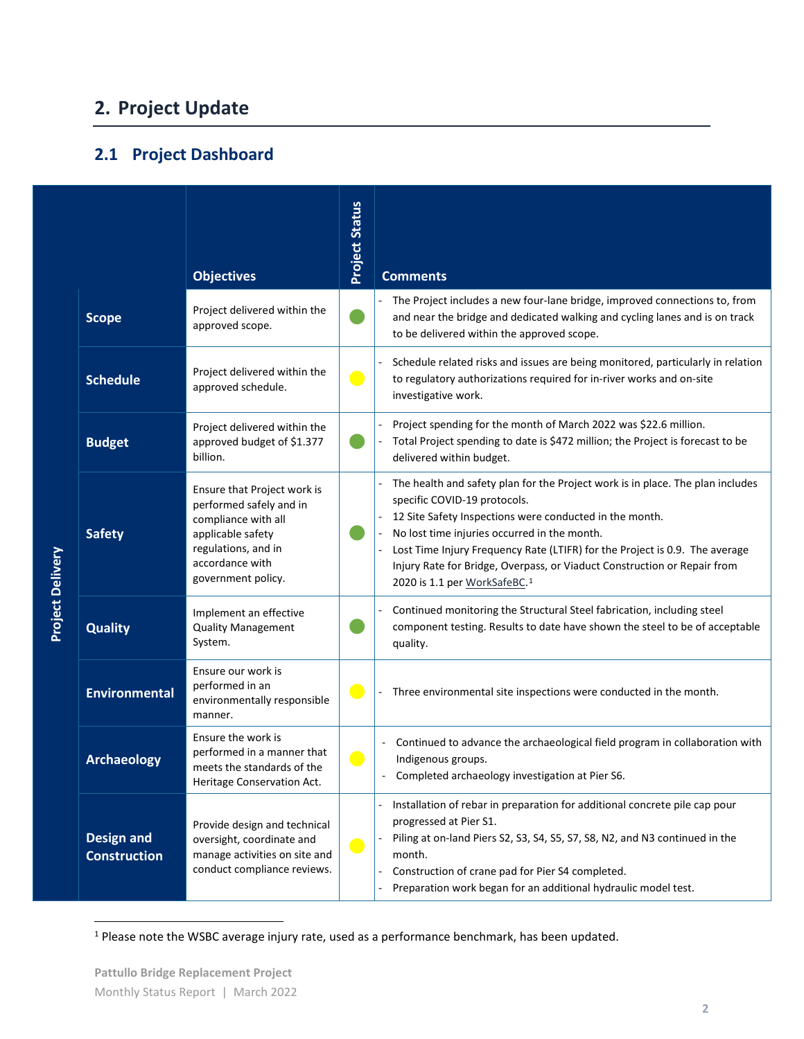## 2. Project Update

### 2.1 Project Dashboard

| Project Delivery | Objectives | Project Status | Comments |
|---|---|---|---|
| **Scope** | Project delivered within the approved scope. | Green | - The Project includes a new four-lane bridge, improved connections to, from and near the bridge and dedicated walking and cycling lanes and is on track to be delivered within the approved scope. |
| **Schedule** | Project delivered within the approved schedule. | Yellow | - Schedule related risks and issues are being monitored, particularly in relation to regulatory authorizations required for in-river works and on-site investigative work. |
| **Budget** | Project delivered within the approved budget of $1.377 billion. | Green | - Project spending for the month of March 2022 was $22.6 million.<br>- Total Project spending to date is $472 million; the Project is forecast to be delivered within budget. |
| **Safety** | Ensure that Project work is performed safely and in compliance with all applicable safety regulations, and in accordance with government policy. | Green | - The health and safety plan for the Project work is in place. The plan includes specific COVID-19 protocols.<br>- 12 Site Safety Inspections were conducted in the month.<br>- No lost time injuries occurred in the month.<br>- Lost Time Injury Frequency Rate (LTIFR) for the Project is 0.9. The average Injury Rate for Bridge, Overpass, or Viaduct Construction or Repair from 2020 is 1.1 per WorkSafeBC.[1] |
| **Quality** | Implement an effective Quality Management System. | Green | - Continued monitoring the Structural Steel fabrication, including steel component testing. Results to date have shown the steel to be of acceptable quality. |
| **Environmental** | Ensure our work is performed in an environmentally responsible manner. | Yellow | - Three environmental site inspections were conducted in the month. |
| **Archaeology** | Ensure the work is performed in a manner that meets the standards of the Heritage Conservation Act. | Yellow | - Continued to advance the archaeological field program in collaboration with Indigenous groups.<br>- Completed archaeology investigation at Pier S6. |
| **Design and Construction** | Provide design and technical oversight, coordinate and manage activities on site and conduct compliance reviews. | Yellow | - Installation of rebar in preparation for additional concrete pile cap pour progressed at Pier S1.<br>- Piling at on-land Piers S2, S3, S4, S5, S7, S8, N2, and N3 continued in the month.<br>- Construction of crane pad for Pier S4 completed.<br>- Preparation work began for an additional hydraulic model test. |

[1] Please note the WSBC average injury rate, used as a performance benchmark, has been updated.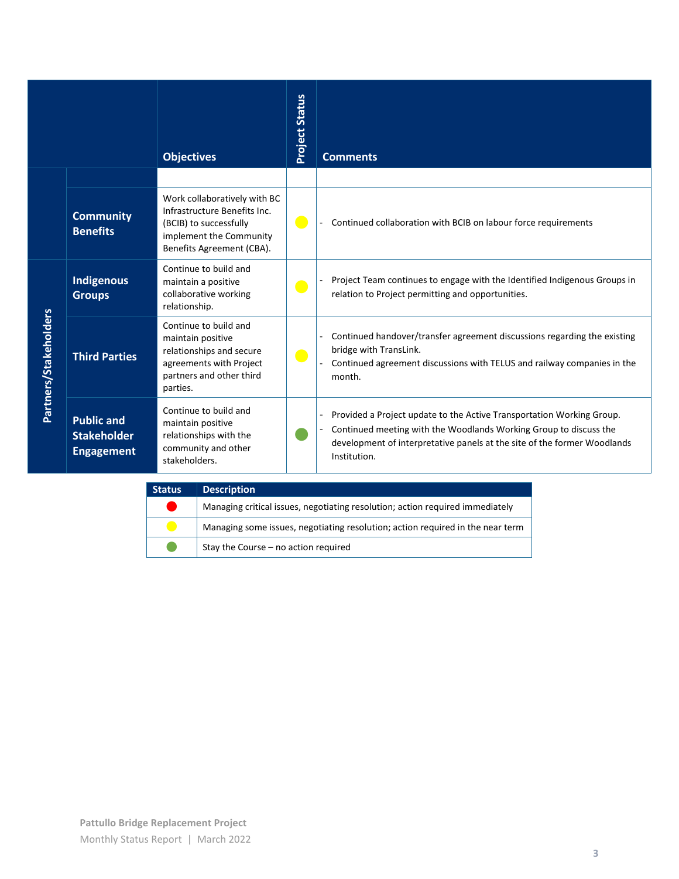| | | Objectives | Project Status | Comments |
|---|---|---|---|---|
| | | | | |
| | **Community Benefits** | Work collaboratively with BC Infrastructure Benefits Inc. (BCIB) to successfully implement the Community Benefits Agreement (CBA). | 🟡 | - Continued collaboration with BCIB on labour force requirements |
| **Partners/Stakeholders** | **Indigenous Groups** | Continue to build and maintain a positive collaborative working relationship. | 🟡 | - Project Team continues to engage with the Identified Indigenous Groups in relation to Project permitting and opportunities. |
| | **Third Parties** | Continue to build and maintain positive relationships and secure agreements with Project partners and other third parties. | 🟡 | - Continued handover/transfer agreement discussions regarding the existing bridge with TransLink.<br>- Continued agreement discussions with TELUS and railway companies in the month. |
| | **Public and Stakeholder Engagement** | Continue to build and maintain positive relationships with the community and other stakeholders. | 🟢 | - Provided a Project update to the Active Transportation Working Group.<br>- Continued meeting with the Woodlands Working Group to discuss the development of interpretative panels at the site of the former Woodlands Institution. |

| Status | Description |
|---|---|
| 🔴 | Managing critical issues, negotiating resolution; action required immediately |
| 🟡 | Managing some issues, negotiating resolution; action required in the near term |
| 🟢 | Stay the Course – no action required |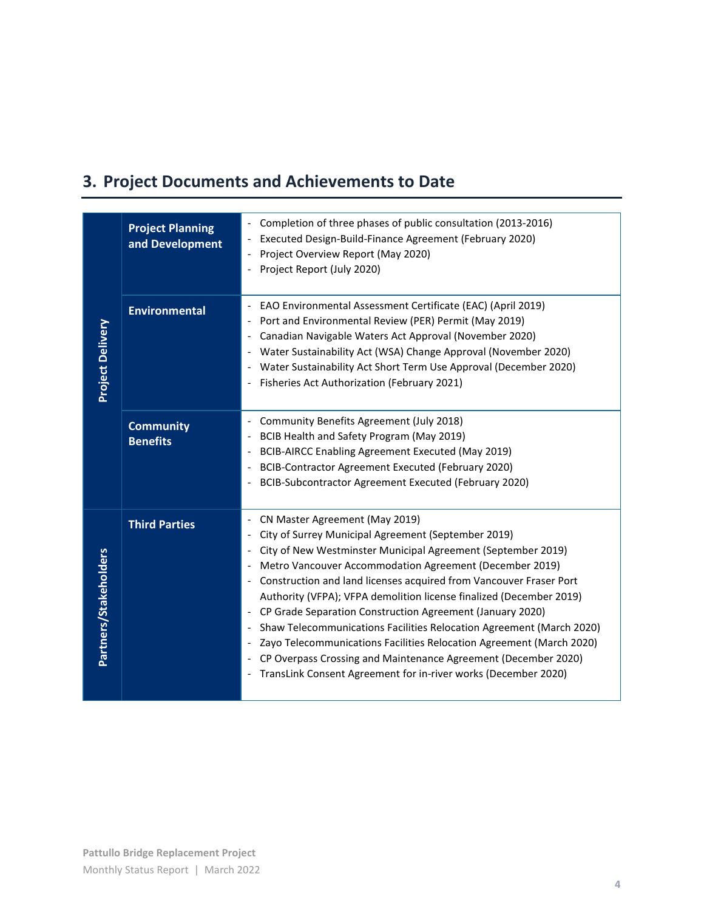## 3. Project Documents and Achievements to Date

| | | |
|---|---|---|
| **Project Delivery** | **Project Planning and Development** | - Completion of three phases of public consultation (2013-2016)<br>- Executed Design-Build-Finance Agreement (February 2020)<br>- Project Overview Report (May 2020)<br>- Project Report (July 2020) |
| | **Environmental** | - EAO Environmental Assessment Certificate (EAC) (April 2019)<br>- Port and Environmental Review (PER) Permit (May 2019)<br>- Canadian Navigable Waters Act Approval (November 2020)<br>- Water Sustainability Act (WSA) Change Approval (November 2020)<br>- Water Sustainability Act Short Term Use Approval (December 2020)<br>- Fisheries Act Authorization (February 2021) |
| | **Community Benefits** | - Community Benefits Agreement (July 2018)<br>- BCIB Health and Safety Program (May 2019)<br>- BCIB-AIRCC Enabling Agreement Executed (May 2019)<br>- BCIB-Contractor Agreement Executed (February 2020)<br>- BCIB-Subcontractor Agreement Executed (February 2020) |
| **Partners/Stakeholders** | **Third Parties** | - CN Master Agreement (May 2019)<br>- City of Surrey Municipal Agreement (September 2019)<br>- City of New Westminster Municipal Agreement (September 2019)<br>- Metro Vancouver Accommodation Agreement (December 2019)<br>- Construction and land licenses acquired from Vancouver Fraser Port Authority (VFPA); VFPA demolition license finalized (December 2019)<br>- CP Grade Separation Construction Agreement (January 2020)<br>- Shaw Telecommunications Facilities Relocation Agreement (March 2020)<br>- Zayo Telecommunications Facilities Relocation Agreement (March 2020)<br>- CP Overpass Crossing and Maintenance Agreement (December 2020)<br>- TransLink Consent Agreement for in-river works (December 2020) |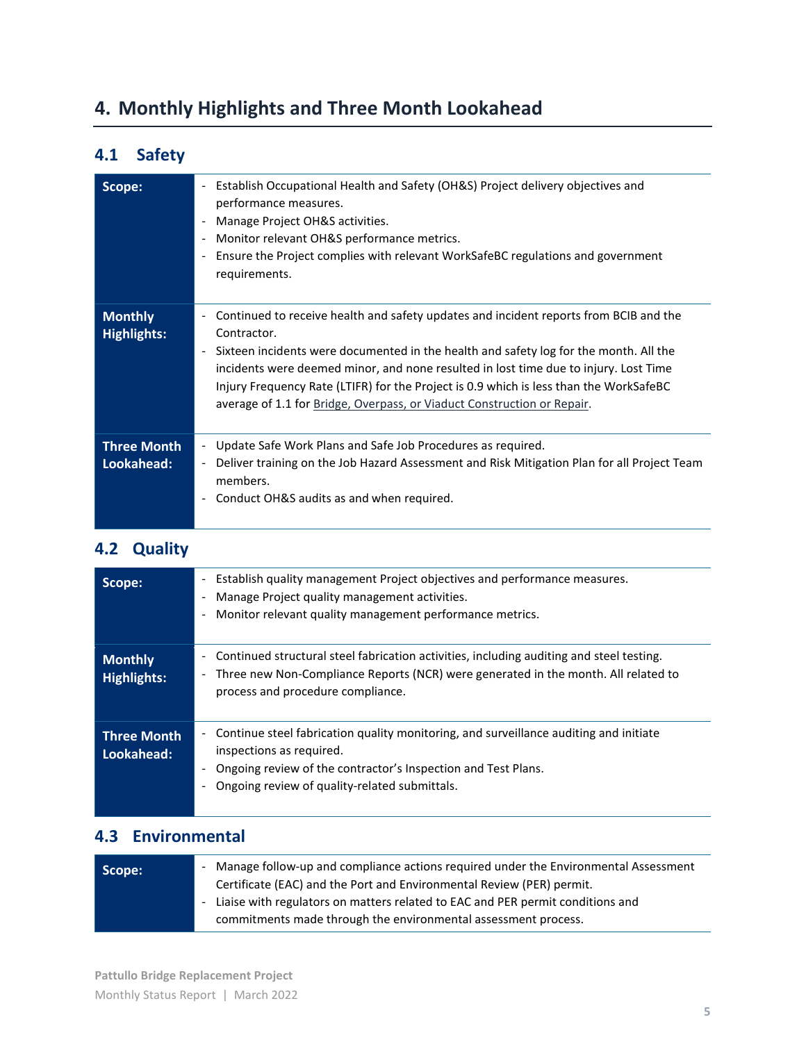# 4. Monthly Highlights and Three Month Lookahead

## 4.1 Safety

| | |
|---|---|
| **Scope:** | - Establish Occupational Health and Safety (OH&S) Project delivery objectives and performance measures.<br>- Manage Project OH&S activities.<br>- Monitor relevant OH&S performance metrics.<br>- Ensure the Project complies with relevant WorkSafeBC regulations and government requirements. |
| **Monthly Highlights:** | - Continued to receive health and safety updates and incident reports from BCIB and the Contractor.<br>- Sixteen incidents were documented in the health and safety log for the month. All the incidents were deemed minor, and none resulted in lost time due to injury. Lost Time Injury Frequency Rate (LTIFR) for the Project is 0.9 which is less than the WorkSafeBC average of 1.1 for Bridge, Overpass, or Viaduct Construction or Repair. |
| **Three Month Lookahead:** | - Update Safe Work Plans and Safe Job Procedures as required.<br>- Deliver training on the Job Hazard Assessment and Risk Mitigation Plan for all Project Team members.<br>- Conduct OH&S audits as and when required. |

## 4.2 Quality

| | |
|---|---|
| **Scope:** | - Establish quality management Project objectives and performance measures.<br>- Manage Project quality management activities.<br>- Monitor relevant quality management performance metrics. |
| **Monthly Highlights:** | - Continued structural steel fabrication activities, including auditing and steel testing.<br>- Three new Non-Compliance Reports (NCR) were generated in the month. All related to process and procedure compliance. |
| **Three Month Lookahead:** | - Continue steel fabrication quality monitoring, and surveillance auditing and initiate inspections as required.<br>- Ongoing review of the contractor's Inspection and Test Plans.<br>- Ongoing review of quality-related submittals. |

## 4.3 Environmental

| | |
|---|---|
| **Scope:** | - Manage follow-up and compliance actions required under the Environmental Assessment Certificate (EAC) and the Port and Environmental Review (PER) permit.<br>- Liaise with regulators on matters related to EAC and PER permit conditions and commitments made through the environmental assessment process. |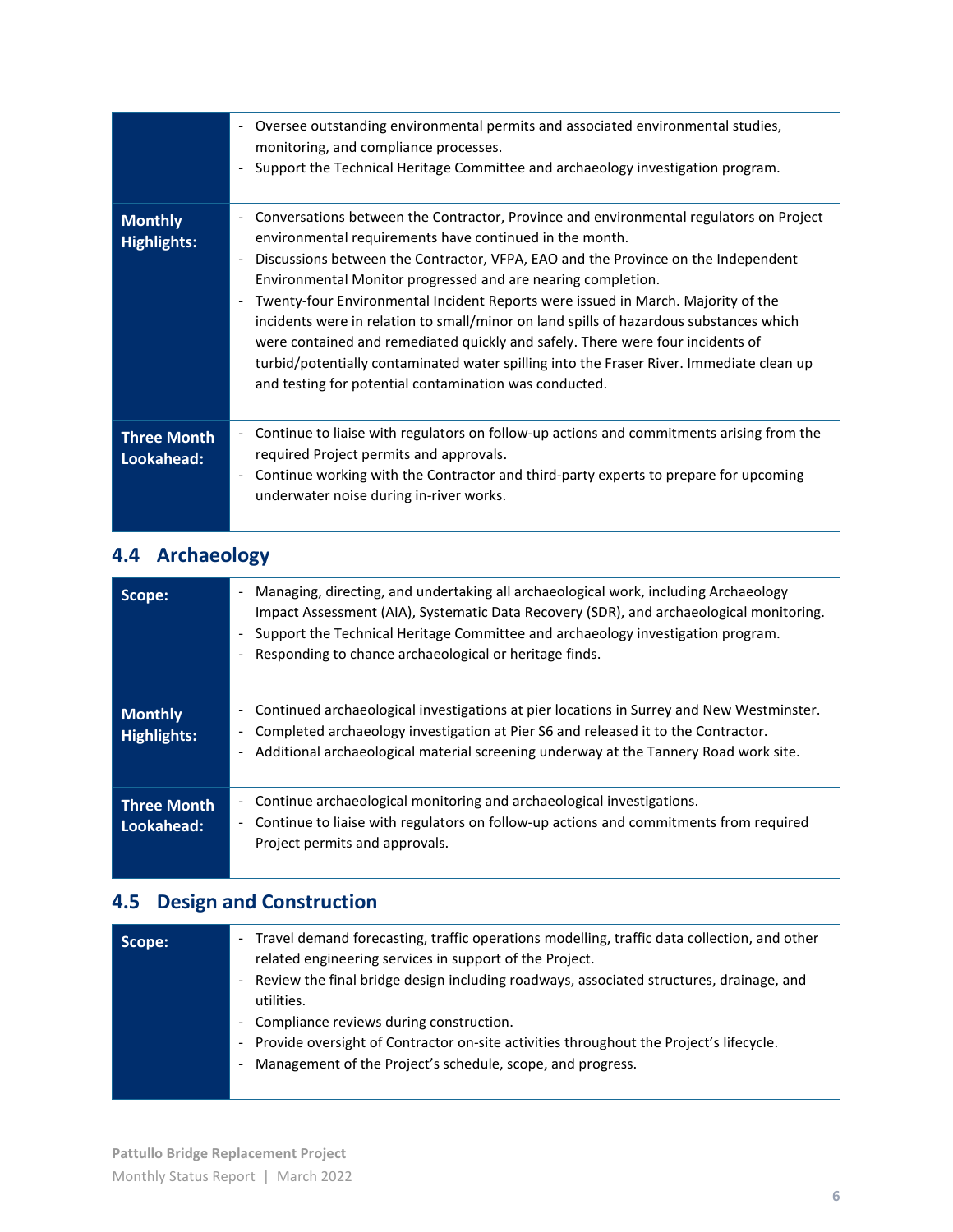| | |
|---|---|
| | - Oversee outstanding environmental permits and associated environmental studies, monitoring, and compliance processes.<br>- Support the Technical Heritage Committee and archaeology investigation program. |
| **Monthly Highlights:** | - Conversations between the Contractor, Province and environmental regulators on Project environmental requirements have continued in the month.<br>- Discussions between the Contractor, VFPA, EAO and the Province on the Independent Environmental Monitor progressed and are nearing completion.<br>- Twenty-four Environmental Incident Reports were issued in March. Majority of the incidents were in relation to small/minor on land spills of hazardous substances which were contained and remediated quickly and safely. There were four incidents of turbid/potentially contaminated water spilling into the Fraser River. Immediate clean up and testing for potential contamination was conducted. |
| **Three Month Lookahead:** | - Continue to liaise with regulators on follow-up actions and commitments arising from the required Project permits and approvals.<br>- Continue working with the Contractor and third-party experts to prepare for upcoming underwater noise during in-river works. |

## 4.4 Archaeology

| | |
|---|---|
| **Scope:** | - Managing, directing, and undertaking all archaeological work, including Archaeology Impact Assessment (AIA), Systematic Data Recovery (SDR), and archaeological monitoring.<br>- Support the Technical Heritage Committee and archaeology investigation program.<br>- Responding to chance archaeological or heritage finds. |
| **Monthly Highlights:** | - Continued archaeological investigations at pier locations in Surrey and New Westminster.<br>- Completed archaeology investigation at Pier S6 and released it to the Contractor.<br>- Additional archaeological material screening underway at the Tannery Road work site. |
| **Three Month Lookahead:** | - Continue archaeological monitoring and archaeological investigations.<br>- Continue to liaise with regulators on follow-up actions and commitments from required Project permits and approvals. |

## 4.5 Design and Construction

| | |
|---|---|
| **Scope:** | - Travel demand forecasting, traffic operations modelling, traffic data collection, and other related engineering services in support of the Project.<br>- Review the final bridge design including roadways, associated structures, drainage, and utilities.<br>- Compliance reviews during construction.<br>- Provide oversight of Contractor on-site activities throughout the Project's lifecycle.<br>- Management of the Project's schedule, scope, and progress. |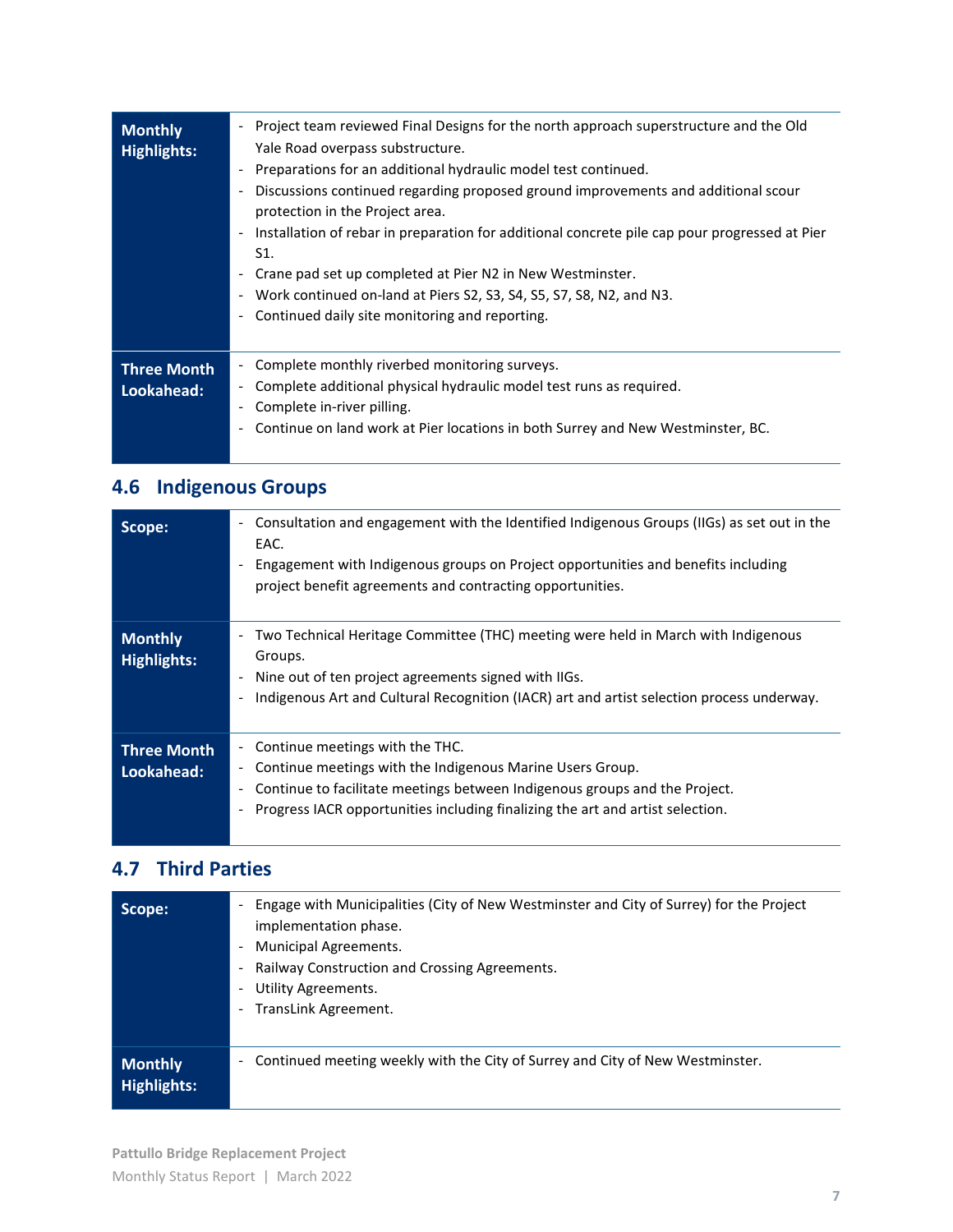| | |
|---|---|
| **Monthly Highlights:** | - Project team reviewed Final Designs for the north approach superstructure and the Old Yale Road overpass substructure.<br>- Preparations for an additional hydraulic model test continued.<br>- Discussions continued regarding proposed ground improvements and additional scour protection in the Project area.<br>- Installation of rebar in preparation for additional concrete pile cap pour progressed at Pier S1.<br>- Crane pad set up completed at Pier N2 in New Westminster.<br>- Work continued on-land at Piers S2, S3, S4, S5, S7, S8, N2, and N3.<br>- Continued daily site monitoring and reporting. |
| **Three Month Lookahead:** | - Complete monthly riverbed monitoring surveys.<br>- Complete additional physical hydraulic model test runs as required.<br>- Complete in-river pilling.<br>- Continue on land work at Pier locations in both Surrey and New Westminster, BC. |

## 4.6 Indigenous Groups

| | |
|---|---|
| **Scope:** | - Consultation and engagement with the Identified Indigenous Groups (IIGs) as set out in the EAC.<br>- Engagement with Indigenous groups on Project opportunities and benefits including project benefit agreements and contracting opportunities. |
| **Monthly Highlights:** | - Two Technical Heritage Committee (THC) meeting were held in March with Indigenous Groups.<br>- Nine out of ten project agreements signed with IIGs.<br>- Indigenous Art and Cultural Recognition (IACR) art and artist selection process underway. |
| **Three Month Lookahead:** | - Continue meetings with the THC.<br>- Continue meetings with the Indigenous Marine Users Group.<br>- Continue to facilitate meetings between Indigenous groups and the Project.<br>- Progress IACR opportunities including finalizing the art and artist selection. |

## 4.7 Third Parties

| | |
|---|---|
| **Scope:** | - Engage with Municipalities (City of New Westminster and City of Surrey) for the Project implementation phase.<br>- Municipal Agreements.<br>- Railway Construction and Crossing Agreements.<br>- Utility Agreements.<br>- TransLink Agreement. |
| **Monthly Highlights:** | - Continued meeting weekly with the City of Surrey and City of New Westminster. |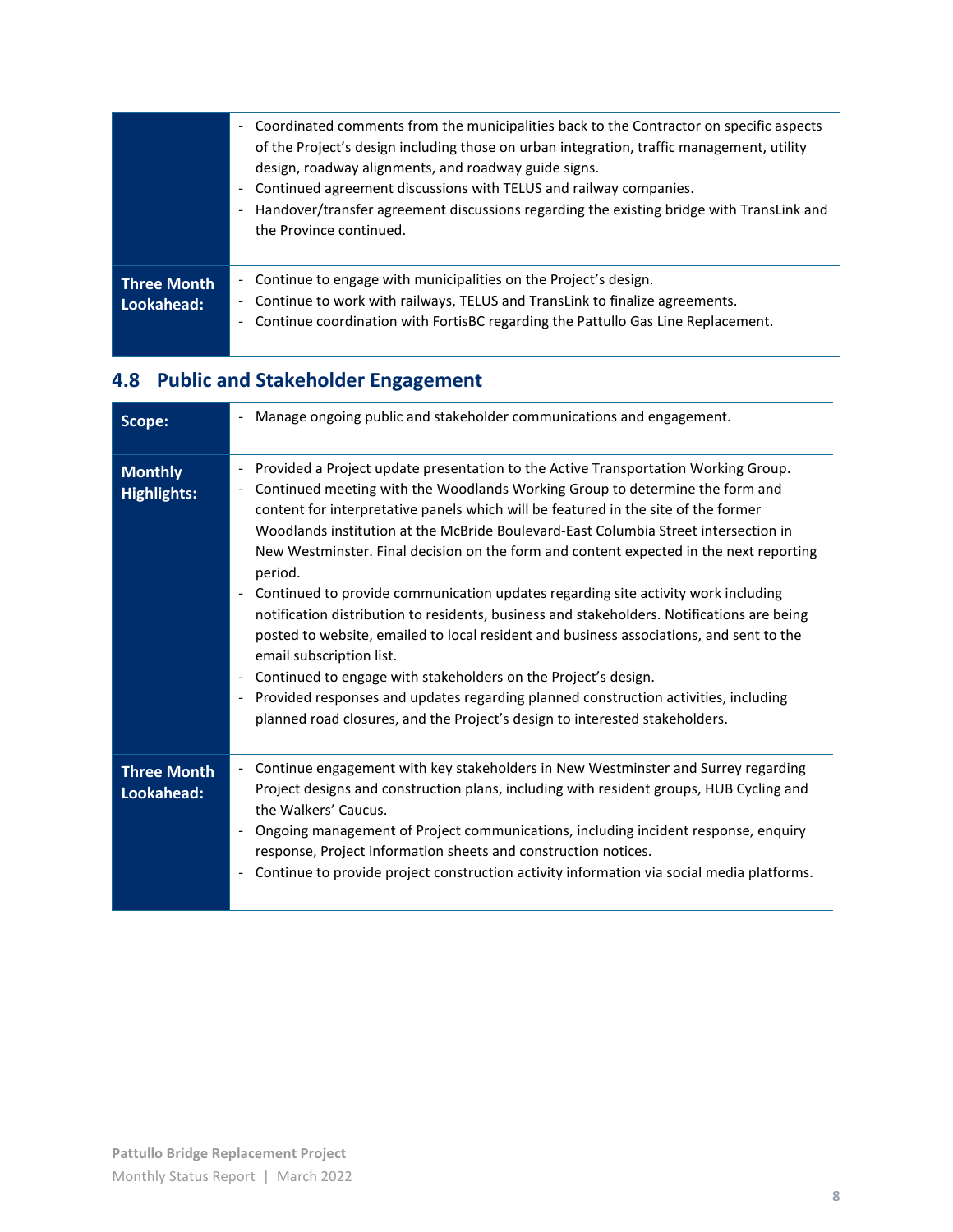| | |
|---|---|
| | - Coordinated comments from the municipalities back to the Contractor on specific aspects of the Project's design including those on urban integration, traffic management, utility design, roadway alignments, and roadway guide signs.<br>- Continued agreement discussions with TELUS and railway companies.<br>- Handover/transfer agreement discussions regarding the existing bridge with TransLink and the Province continued. |
| **Three Month Lookahead:** | - Continue to engage with municipalities on the Project's design.<br>- Continue to work with railways, TELUS and TransLink to finalize agreements.<br>- Continue coordination with FortisBC regarding the Pattullo Gas Line Replacement. |

## 4.8 Public and Stakeholder Engagement

| | |
|---|---|
| **Scope:** | - Manage ongoing public and stakeholder communications and engagement. |
| **Monthly Highlights:** | - Provided a Project update presentation to the Active Transportation Working Group.<br>- Continued meeting with the Woodlands Working Group to determine the form and content for interpretative panels which will be featured in the site of the former Woodlands institution at the McBride Boulevard-East Columbia Street intersection in New Westminster. Final decision on the form and content expected in the next reporting period.<br>- Continued to provide communication updates regarding site activity work including notification distribution to residents, business and stakeholders. Notifications are being posted to website, emailed to local resident and business associations, and sent to the email subscription list.<br>- Continued to engage with stakeholders on the Project's design.<br>- Provided responses and updates regarding planned construction activities, including planned road closures, and the Project's design to interested stakeholders. |
| **Three Month Lookahead:** | - Continue engagement with key stakeholders in New Westminster and Surrey regarding Project designs and construction plans, including with resident groups, HUB Cycling and the Walkers' Caucus.<br>- Ongoing management of Project communications, including incident response, enquiry response, Project information sheets and construction notices.<br>- Continue to provide project construction activity information via social media platforms. |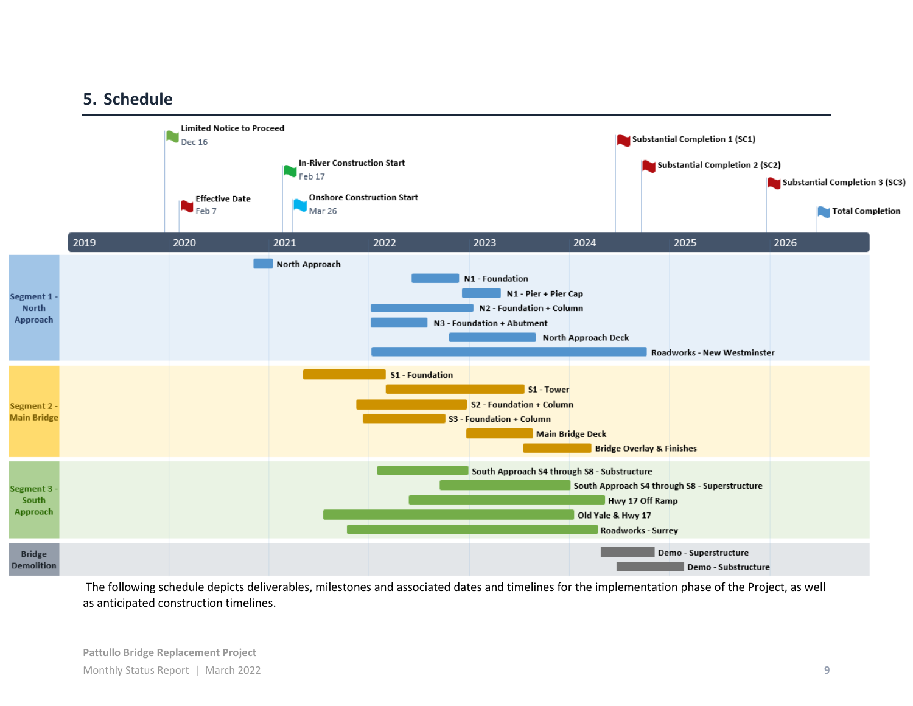## 5. Schedule

Limited Notice to Proceed
Dec 16

Effective Date
Feb 7

In-River Construction Start
Feb 17

Onshore Construction Start
Mar 26

Substantial Completion 1 (SC1)

Substantial Completion 2 (SC2)

Substantial Completion 3 (SC3)

Total Completion

2019 | 2020 | 2021 | 2022 | 2023 | 2024 | 2025 | 2026

**Segment 1 - North Approach**

- North Approach
- N1 - Foundation
- N1 - Pier + Pier Cap
- N2 - Foundation + Column
- N3 - Foundation + Abutment
- North Approach Deck
- Roadworks - New Westminster

**Segment 2 - Main Bridge**

- S1 - Foundation
- S1 - Tower
- S2 - Foundation + Column
- S3 - Foundation + Column
- Main Bridge Deck
- Bridge Overlay & Finishes

**Segment 3 - South Approach**

- South Approach S4 through S8 - Substructure
- South Approach S4 through S8 - Superstructure
- Hwy 17 Off Ramp
- Old Yale & Hwy 17
- Roadworks - Surrey

**Bridge Demolition**

- Demo - Superstructure
- Demo - Substructure

The following schedule depicts deliverables, milestones and associated dates and timelines for the implementation phase of the Project, as well as anticipated construction timelines.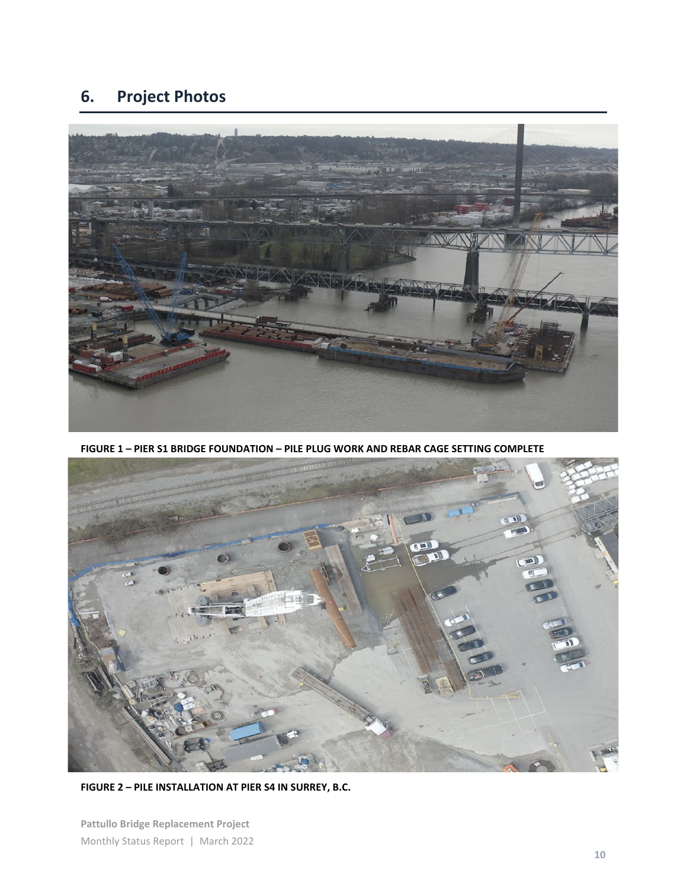## 6. Project Photos

**FIGURE 1 – PIER S1 BRIDGE FOUNDATION – PILE PLUG WORK AND REBAR CAGE SETTING COMPLETE**

**FIGURE 2 – PILE INSTALLATION AT PIER S4 IN SURREY, B.C.**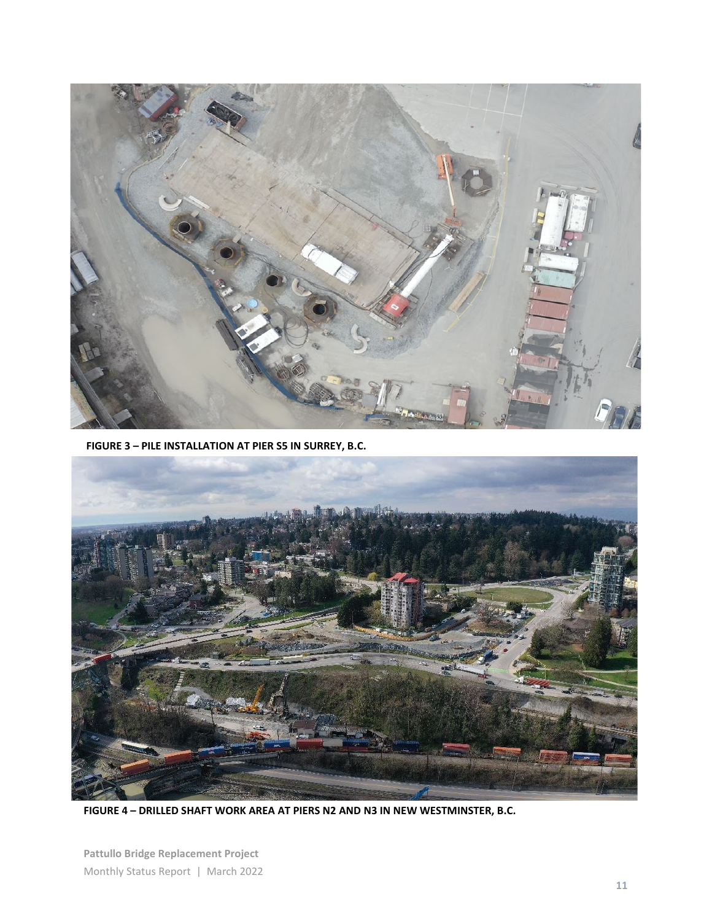**FIGURE 3 – PILE INSTALLATION AT PIER S5 IN SURREY, B.C.**

**FIGURE 4 – DRILLED SHAFT WORK AREA AT PIERS N2 AND N3 IN NEW WESTMINSTER, B.C.**